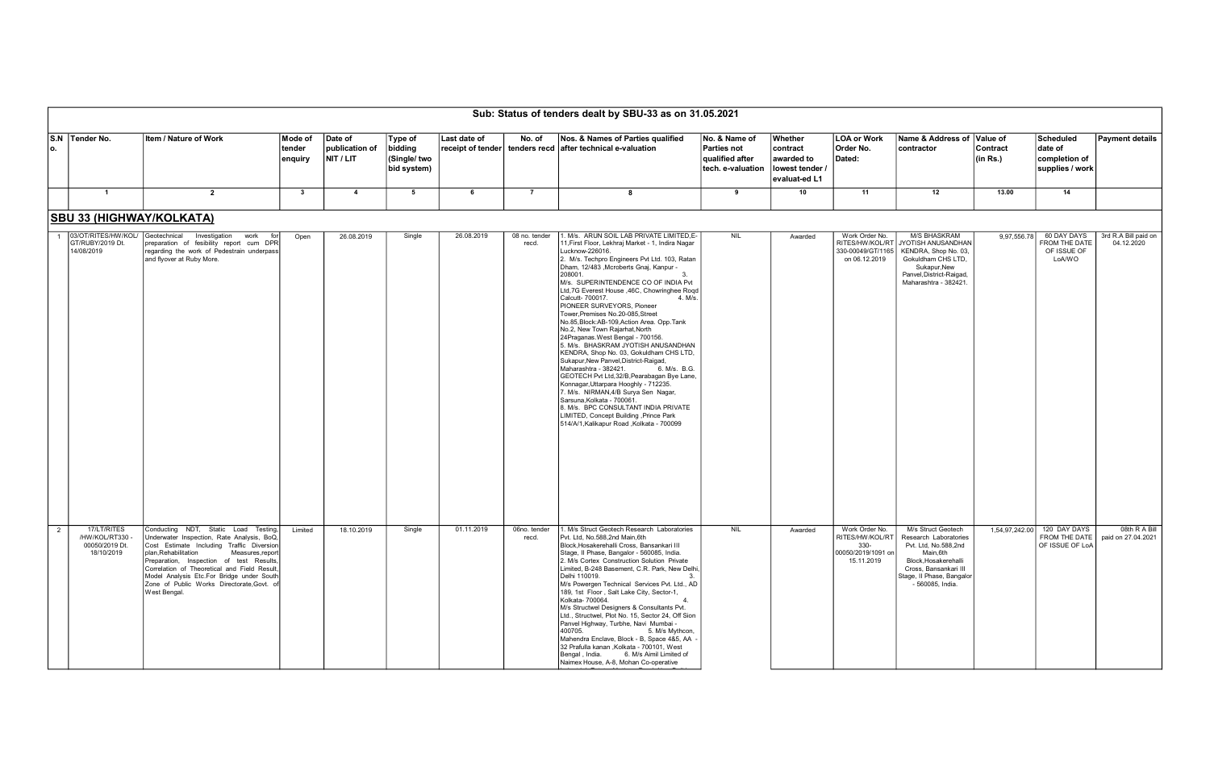# Sub: Status of tenders dealt by SBU-33 as on 31.05.2021

| S.No. | Tender No. | Item / Nature of Work | Mode of tender enquiry | Date of publication of NIT / LIT | Type of bidding (Single/ two bid system) | Last date of receipt of tender | No. of tenders recd | Nos. & Names of Parties qualified after technical e-valuation | No. & Name of Parties not qualified after tech. e-valuation | Whether contract awarded to lowest tender / evaluat-ed L1 | LOA or Work Order No. Dated: | Name & Address of contractor | Value of Contract (in Rs.) | Scheduled date of completion of supplies / work | Payment details |
|---|---|---|---|---|---|---|---|---|---|---|---|---|---|---|---|
| 1 | 2 | 3 | 4 | 5 | 6 | 7 | 8 | 9 | 10 | 11 | 12 | 13.00 | 14 | | |
| **SBU 33 (HIGHWAY/KOLKATA)** | | | | | | | | | | | | | | | |
| 1 | 03/OT/RITES/HW/KOL/GT/RUBY/2019 Dt. 14/08/2019 | Geotechnical Investigation work for preparation of fesibility report cum DPR regarding the work of Pedestrain underpass and flyover at Ruby More. | Open | 26.08.2019 | Single | 26.08.2019 | 08 no. tender recd. | 1. M/s. ARUN SOIL LAB PRIVATE LIMITED,E-11,First Floor, Lekhraj Market - 1, Indira Nagar Lucknow-226016. 2. M/s. Techpro Engineers Pvt Ltd. 103, Ratan Dham, 12/483 ,Mcroberts Gnaj, Kanpur - 208001. 3. M/s. SUPERINTENDENCE CO OF INDIA Pvt Ltd,7G Everest House ,46C, Chowringhee Roqd Calcutt- 700017. 4. M/s. PIONEER SURVEYORS, Pioneer Tower,Premises No.20-085,Street No.85,Block:AB-109,Action Area. Opp.Tank No.2, New Town Rajarhat,North 24Praganas.West Bengal - 700156. 5. M/s. BHASKRAM JYOTISH ANUSANDHAN KENDRA, Shop No. 03, Gokuldham CHS LTD, Sukapur,New Panvel,District-Raigad, Maharashtra - 382421. 6. M/s. B.G. GEOTECH Pvt Ltd,32/B,Pearabagan Bye Lane, Konnagar,Uttarpara Hooghly - 712235. 7. M/s. NIRMAN,4/B Surya Sen Nagar, Sarsuna,Kolkata - 700061. 8. M/s. BPC CONSULTANT INDIA PRIVATE LIMITED, Concept Building ,Prince Park 514/A/1,Kalikapur Road ,Kolkata - 700099 | NIL | Awarded | Work Order No. RITES/HW/KOL/RT330-00049/GT/1165 on 06.12.2019 | M/S BHASKRAM JYOTISH ANUSANDHAN KENDRA, Shop No. 03, Gokuldham CHS LTD, Sukapur,New Panvel,District-Raigad, Maharashtra - 382421. | 9,97,556.78 | 60 DAY DAYS FROM THE DATE OF ISSUE OF LoA/WO | 3rd R.A Bill paid on 04.12.2020 |
| 2 | 17/LT/RITES /HW/KOL/RT330 - 00050/2019 Dt. 18/10/2019 | Conducting NDT, Static Load Testing, Underwater Inspection, Rate Analysis, BoQ, Cost Estimate Including Traffic Diversion plan,Rehabilitation Measures,report Preparation, Inspection of test Results, Correlation of Theoretical and Field Result, Model Analysis Etc.For Bridge under South Zone of Public Works Directorate,Govt. of West Bengal. | Limited | 18.10.2019 | Single | 01.11.2019 | 06no. tender recd. | 1. M/s Struct Geotech Research Laboratories Pvt. Ltd, No.588,2nd Main,6th Block,Hosakerehalli Cross, Bansankari III Stage, II Phase, Bangalor - 560085, India. 2. M/s Cortex Construction Solution Private Limited, B-248 Basement, C.R. Park, New Delhi, Delhi 110019. 3. M/s Powergen Technical Services Pvt. Ltd., AD 189, 1st Floor , Salt Lake City, Sector-1, Kolkata- 700064. 4. M/s Structwel Designers & Consultants Pvt. Ltd., Structwel, Plot No. 15, Sector 24, Off Sion Panvel Highway, Turbhe, Navi Mumbai - 400705. 5. M/s Mythcon, Mahendra Enclave, Block - B, Space 4&5, AA - 32 Prafulla kanan ,Kolkata - 700101, West Bengal , India. 6. M/s Aimil Limited of Naimex House, A-8, Mohan Co-operative | NIL | Awarded | Work Order No. RITES/HW/KOL/RT330-00050/2019/1091 on 15.11.2019 | M/s Struct Geotech Research Laboratories Pvt. Ltd, No.588,2nd Main,6th Block,Hosakerehalli Cross, Bansankari III Stage, II Phase, Bangalor - 560085, India. | 1,54,97,242.00 | 120 DAY DAYS FROM THE DATE OF ISSUE OF LoA | 08th R A Bill paid on 27.04.2021 |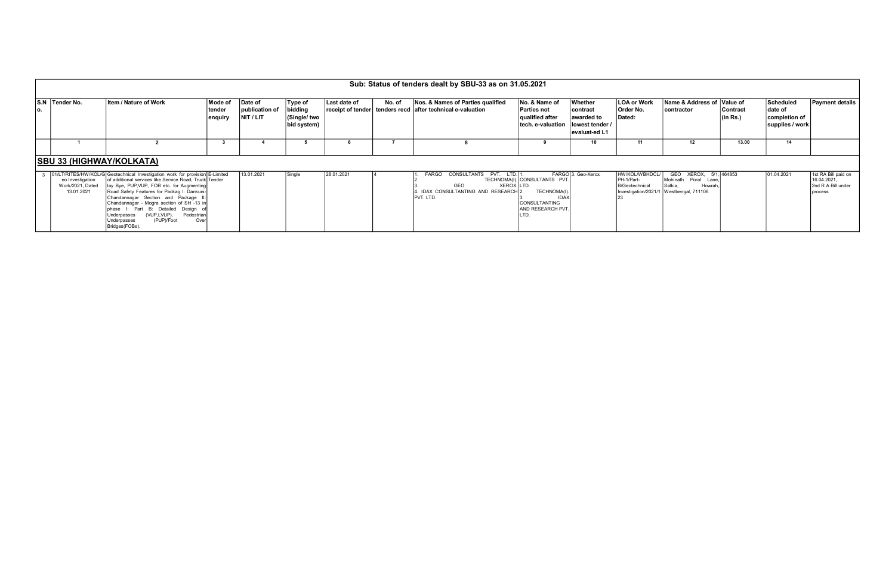## Sub: Status of tenders dealt by SBU-33 as on 31.05.2021

| S.No. | Tender No. | Item / Nature of Work | Mode of tender enquiry | Date of publication of NIT / LIT | Type of bidding (Single/ two bid system) | Last date of receipt of tender | No. of tenders recd | Nos. & Names of Parties qualified after technical e-valuation | No. & Name of Parties not qualified after tech. e-valuation | Whether contract awarded to lowest tender / evaluat-ed L1 | LOA or Work Order No. Dated: | Name & Address of contractor | Value of Contract (in Rs.) | Scheduled date of completion of supplies / work | Payment details |
|---|---|---|---|---|---|---|---|---|---|---|---|---|---|---|---|
| | 1 | 2 | 3 | 4 | 5 | 6 | 7 | 8 | 9 | 10 | 11 | 12 | 13.00 | 14 | |
| **SBU 33 (HIGHWAY/KOLKATA)** | | | | | | | | | | | | | | | |
| 3 | 01/LT/RITES/HW/KOL/Geo Investigation Work/2021, Dated 13.01.2021 | Geotechnical Investigation work for provision of additional services like Service Road, Truck lay Bye, PUP,VUP, FOB etc. for Augmenting Road Safety Features for Packag I: Dankuni-Chandannagar Section and Package II: Chandannagar - Mogra section of SH -13 in phase I: Part B: Detailed Design of Underpasses (VUP,LVUP), Pedestrian Underpasses (PUP)/Foot Over Bridges(FOBs). | E-Limited Tender | 13.01.2021 | Single | 28.01.2021 | 4 | 1. FARGO CONSULTANTS PVT. LTD. 2. TECHNOMA(I). 3. GEO XEROX. 4. IDAX CONSULTANTING AND RESEARCH PVT. LTD. | 1. FARGO CONSULTANTS PVT. LTD. 2. TECHNOMA(I). 3. IDAX CONSULTANTING AND RESEARCH PVT. LTD. | 3. Geo-Xerox. | HW/KOL/WBHDCL/PH-1/Part-B/Geotechnical Investigation/2021/123 | GEO XEROX, 5/1, Mohinath Poral Lane, Salkia, Howrah, Westbengal, 711106. | 464853 | 01.04.2021 | 1st RA Bill paid on 16.04.2021, 2nd R A Bill under process |